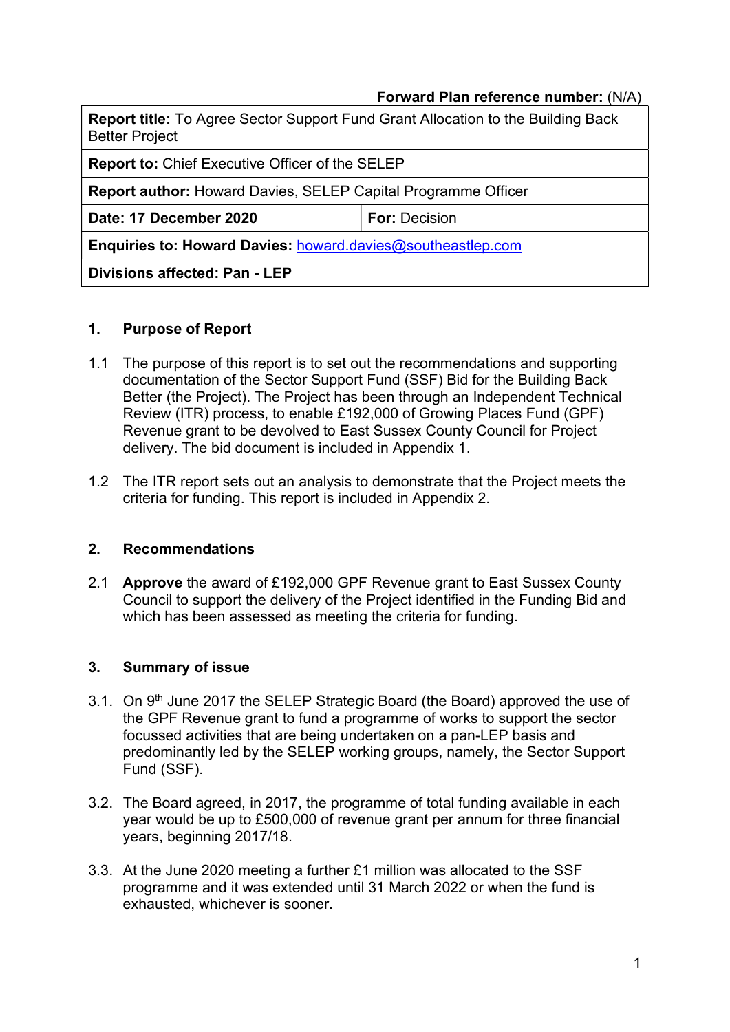**Forward Plan reference number:** (N/A)

| **Report title:** To Agree Sector Support Fund Grant Allocation to the Building Back Better Project | |
|---|---|
| **Report to:** Chief Executive Officer of the SELEP | |
| **Report author:** Howard Davies, SELEP Capital Programme Officer | |
| **Date: 17 December 2020** | **For:** Decision |
| **Enquiries to: Howard Davies:** howard.davies@southeastlep.com | |
| **Divisions affected: Pan - LEP** | |

## 1. Purpose of Report

1.1 The purpose of this report is to set out the recommendations and supporting documentation of the Sector Support Fund (SSF) Bid for the Building Back Better (the Project). The Project has been through an Independent Technical Review (ITR) process, to enable £192,000 of Growing Places Fund (GPF) Revenue grant to be devolved to East Sussex County Council for Project delivery. The bid document is included in Appendix 1.

1.2 The ITR report sets out an analysis to demonstrate that the Project meets the criteria for funding. This report is included in Appendix 2.

## 2. Recommendations

2.1 **Approve** the award of £192,000 GPF Revenue grant to East Sussex County Council to support the delivery of the Project identified in the Funding Bid and which has been assessed as meeting the criteria for funding.

## 3. Summary of issue

3.1. On 9th June 2017 the SELEP Strategic Board (the Board) approved the use of the GPF Revenue grant to fund a programme of works to support the sector focussed activities that are being undertaken on a pan-LEP basis and predominantly led by the SELEP working groups, namely, the Sector Support Fund (SSF).

3.2. The Board agreed, in 2017, the programme of total funding available in each year would be up to £500,000 of revenue grant per annum for three financial years, beginning 2017/18.

3.3. At the June 2020 meeting a further £1 million was allocated to the SSF programme and it was extended until 31 March 2022 or when the fund is exhausted, whichever is sooner.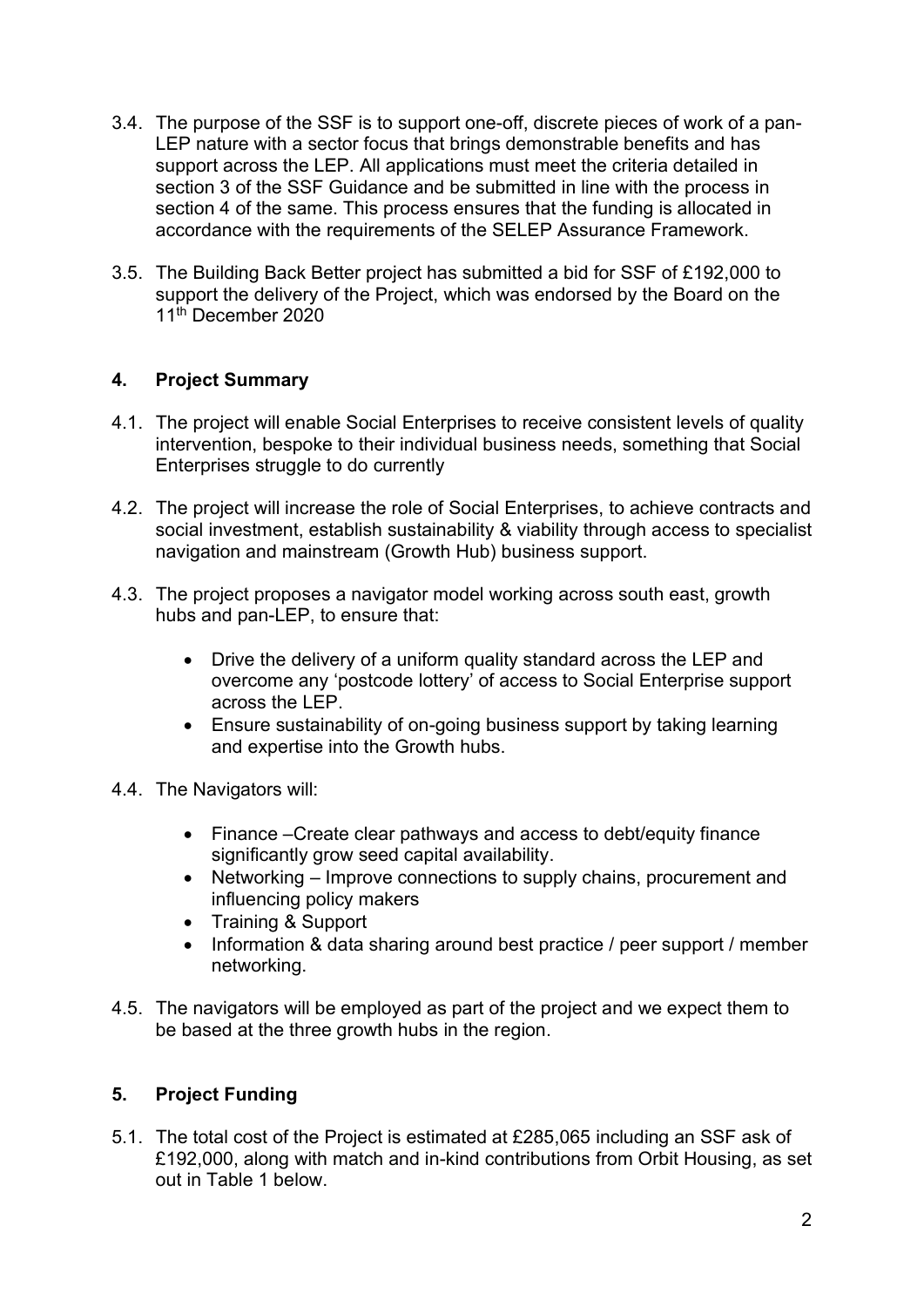3.4. The purpose of the SSF is to support one-off, discrete pieces of work of a pan-LEP nature with a sector focus that brings demonstrable benefits and has support across the LEP. All applications must meet the criteria detailed in section 3 of the SSF Guidance and be submitted in line with the process in section 4 of the same. This process ensures that the funding is allocated in accordance with the requirements of the SELEP Assurance Framework.

3.5. The Building Back Better project has submitted a bid for SSF of £192,000 to support the delivery of the Project, which was endorsed by the Board on the 11th December 2020

## 4. Project Summary

4.1. The project will enable Social Enterprises to receive consistent levels of quality intervention, bespoke to their individual business needs, something that Social Enterprises struggle to do currently

4.2. The project will increase the role of Social Enterprises, to achieve contracts and social investment, establish sustainability & viability through access to specialist navigation and mainstream (Growth Hub) business support.

4.3. The project proposes a navigator model working across south east, growth hubs and pan-LEP, to ensure that:

- Drive the delivery of a uniform quality standard across the LEP and overcome any 'postcode lottery' of access to Social Enterprise support across the LEP.
- Ensure sustainability of on-going business support by taking learning and expertise into the Growth hubs.

4.4. The Navigators will:

- Finance –Create clear pathways and access to debt/equity finance significantly grow seed capital availability.
- Networking – Improve connections to supply chains, procurement and influencing policy makers
- Training & Support
- Information & data sharing around best practice / peer support / member networking.

4.5. The navigators will be employed as part of the project and we expect them to be based at the three growth hubs in the region.

## 5. Project Funding

5.1. The total cost of the Project is estimated at £285,065 including an SSF ask of £192,000, along with match and in-kind contributions from Orbit Housing, as set out in Table 1 below.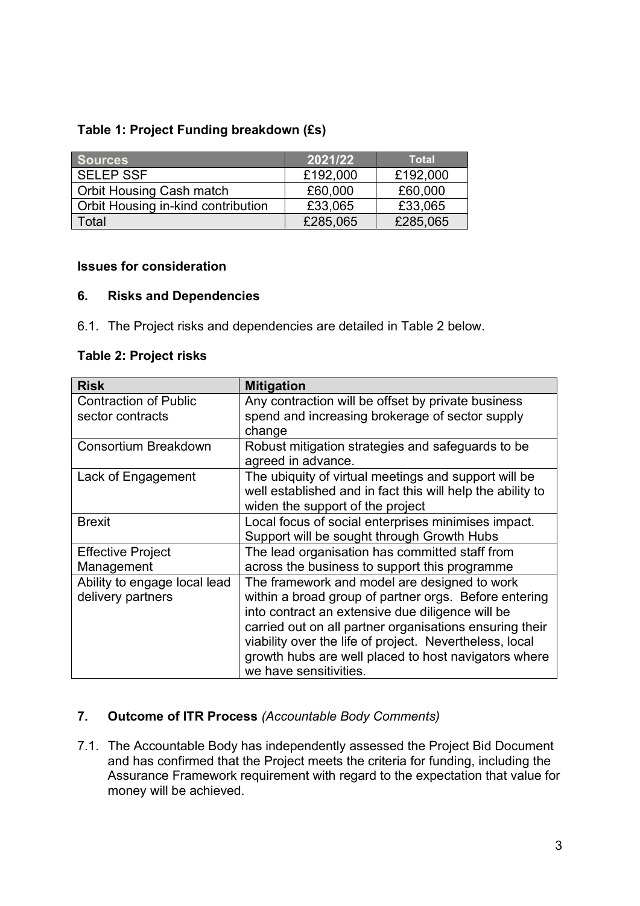**Table 1: Project Funding breakdown (£s)**

| Sources | 2021/22 | Total |
|---|---|---|
| SELEP SSF | £192,000 | £192,000 |
| Orbit Housing Cash match | £60,000 | £60,000 |
| Orbit Housing in-kind contribution | £33,065 | £33,065 |
| Total | £285,065 | £285,065 |

**Issues for consideration**

## 6. Risks and Dependencies

6.1. The Project risks and dependencies are detailed in Table 2 below.

**Table 2: Project risks**

| Risk | Mitigation |
|---|---|
| Contraction of Public sector contracts | Any contraction will be offset by private business spend and increasing brokerage of sector supply change |
| Consortium Breakdown | Robust mitigation strategies and safeguards to be agreed in advance. |
| Lack of Engagement | The ubiquity of virtual meetings and support will be well established and in fact this will help the ability to widen the support of the project |
| Brexit | Local focus of social enterprises minimises impact. Support will be sought through Growth Hubs |
| Effective Project Management | The lead organisation has committed staff from across the business to support this programme |
| Ability to engage local lead delivery partners | The framework and model are designed to work within a broad group of partner orgs. Before entering into contract an extensive due diligence will be carried out on all partner organisations ensuring their viability over the life of project. Nevertheless, local growth hubs are well placed to host navigators where we have sensitivities. |

## 7. Outcome of ITR Process *(Accountable Body Comments)*

7.1. The Accountable Body has independently assessed the Project Bid Document and has confirmed that the Project meets the criteria for funding, including the Assurance Framework requirement with regard to the expectation that value for money will be achieved.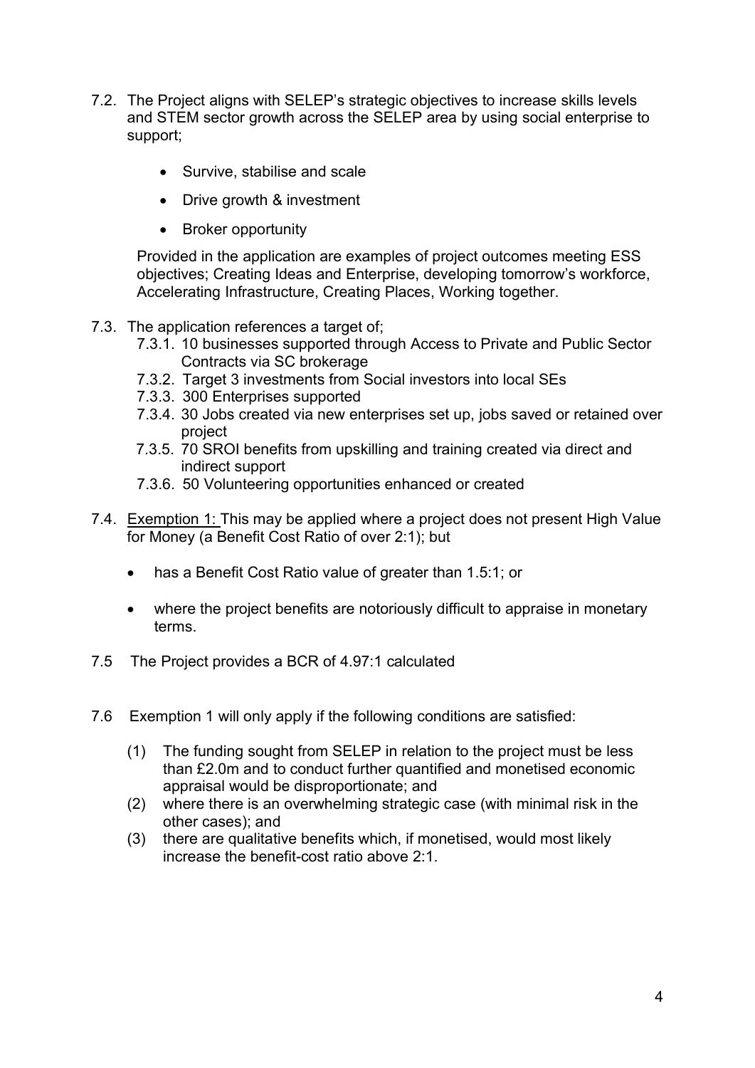7.2. The Project aligns with SELEP's strategic objectives to increase skills levels and STEM sector growth across the SELEP area by using social enterprise to support;

- Survive, stabilise and scale
- Drive growth & investment
- Broker opportunity

Provided in the application are examples of project outcomes meeting ESS objectives; Creating Ideas and Enterprise, developing tomorrow's workforce, Accelerating Infrastructure, Creating Places, Working together.

7.3. The application references a target of;

7.3.1. 10 businesses supported through Access to Private and Public Sector Contracts via SC brokerage

7.3.2. Target 3 investments from Social investors into local SEs

7.3.3. 300 Enterprises supported

7.3.4. 30 Jobs created via new enterprises set up, jobs saved or retained over project

7.3.5. 70 SROI benefits from upskilling and training created via direct and indirect support

7.3.6. 50 Volunteering opportunities enhanced or created

7.4. Exemption 1: This may be applied where a project does not present High Value for Money (a Benefit Cost Ratio of over 2:1); but

- has a Benefit Cost Ratio value of greater than 1.5:1; or
- where the project benefits are notoriously difficult to appraise in monetary terms.

7.5 The Project provides a BCR of 4.97:1 calculated

7.6 Exemption 1 will only apply if the following conditions are satisfied:

(1) The funding sought from SELEP in relation to the project must be less than £2.0m and to conduct further quantified and monetised economic appraisal would be disproportionate; and

(2) where there is an overwhelming strategic case (with minimal risk in the other cases); and

(3) there are qualitative benefits which, if monetised, would most likely increase the benefit-cost ratio above 2:1.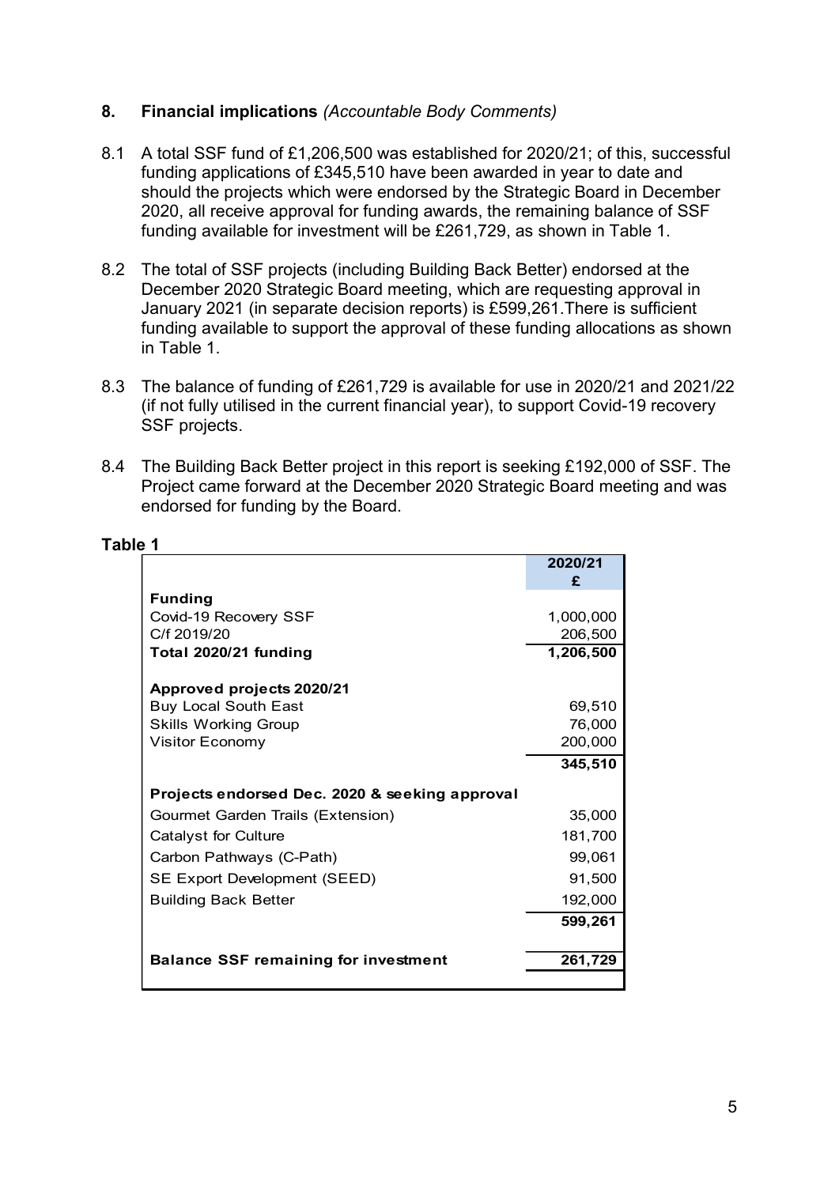## 8. Financial implications *(Accountable Body Comments)*

8.1 A total SSF fund of £1,206,500 was established for 2020/21; of this, successful funding applications of £345,510 have been awarded in year to date and should the projects which were endorsed by the Strategic Board in December 2020, all receive approval for funding awards, the remaining balance of SSF funding available for investment will be £261,729, as shown in Table 1.

8.2 The total of SSF projects (including Building Back Better) endorsed at the December 2020 Strategic Board meeting, which are requesting approval in January 2021 (in separate decision reports) is £599,261.There is sufficient funding available to support the approval of these funding allocations as shown in Table 1.

8.3 The balance of funding of £261,729 is available for use in 2020/21 and 2021/22 (if not fully utilised in the current financial year), to support Covid-19 recovery SSF projects.

8.4 The Building Back Better project in this report is seeking £192,000 of SSF. The Project came forward at the December 2020 Strategic Board meeting and was endorsed for funding by the Board.

**Table 1**

| | 2020/21 £ |
|---|---|
| **Funding** | |
| Covid-19 Recovery SSF | 1,000,000 |
| C/f 2019/20 | 206,500 |
| **Total 2020/21 funding** | **1,206,500** |
| **Approved projects 2020/21** | |
| Buy Local South East | 69,510 |
| Skills Working Group | 76,000 |
| Visitor Economy | 200,000 |
| | **345,510** |
| **Projects endorsed Dec. 2020 & seeking approval** | |
| Gourmet Garden Trails (Extension) | 35,000 |
| Catalyst for Culture | 181,700 |
| Carbon Pathways (C-Path) | 99,061 |
| SE Export Development (SEED) | 91,500 |
| Building Back Better | 192,000 |
| | **599,261** |
| **Balance SSF remaining for investment** | **261,729** |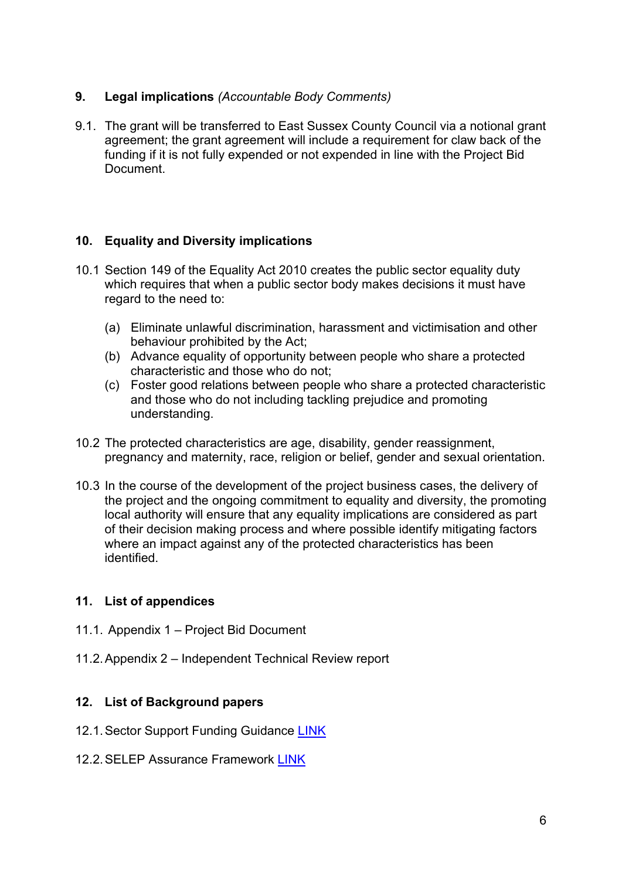## 9. Legal implications *(Accountable Body Comments)*

9.1. The grant will be transferred to East Sussex County Council via a notional grant agreement; the grant agreement will include a requirement for claw back of the funding if it is not fully expended or not expended in line with the Project Bid Document.

## 10. Equality and Diversity implications

10.1 Section 149 of the Equality Act 2010 creates the public sector equality duty which requires that when a public sector body makes decisions it must have regard to the need to:

- (a) Eliminate unlawful discrimination, harassment and victimisation and other behaviour prohibited by the Act;
- (b) Advance equality of opportunity between people who share a protected characteristic and those who do not;
- (c) Foster good relations between people who share a protected characteristic and those who do not including tackling prejudice and promoting understanding.

10.2 The protected characteristics are age, disability, gender reassignment, pregnancy and maternity, race, religion or belief, gender and sexual orientation.

10.3 In the course of the development of the project business cases, the delivery of the project and the ongoing commitment to equality and diversity, the promoting local authority will ensure that any equality implications are considered as part of their decision making process and where possible identify mitigating factors where an impact against any of the protected characteristics has been identified.

## 11. List of appendices

11.1. Appendix 1 – Project Bid Document

11.2. Appendix 2 – Independent Technical Review report

## 12. List of Background papers

12.1. Sector Support Funding Guidance [LINK]

12.2. SELEP Assurance Framework [LINK]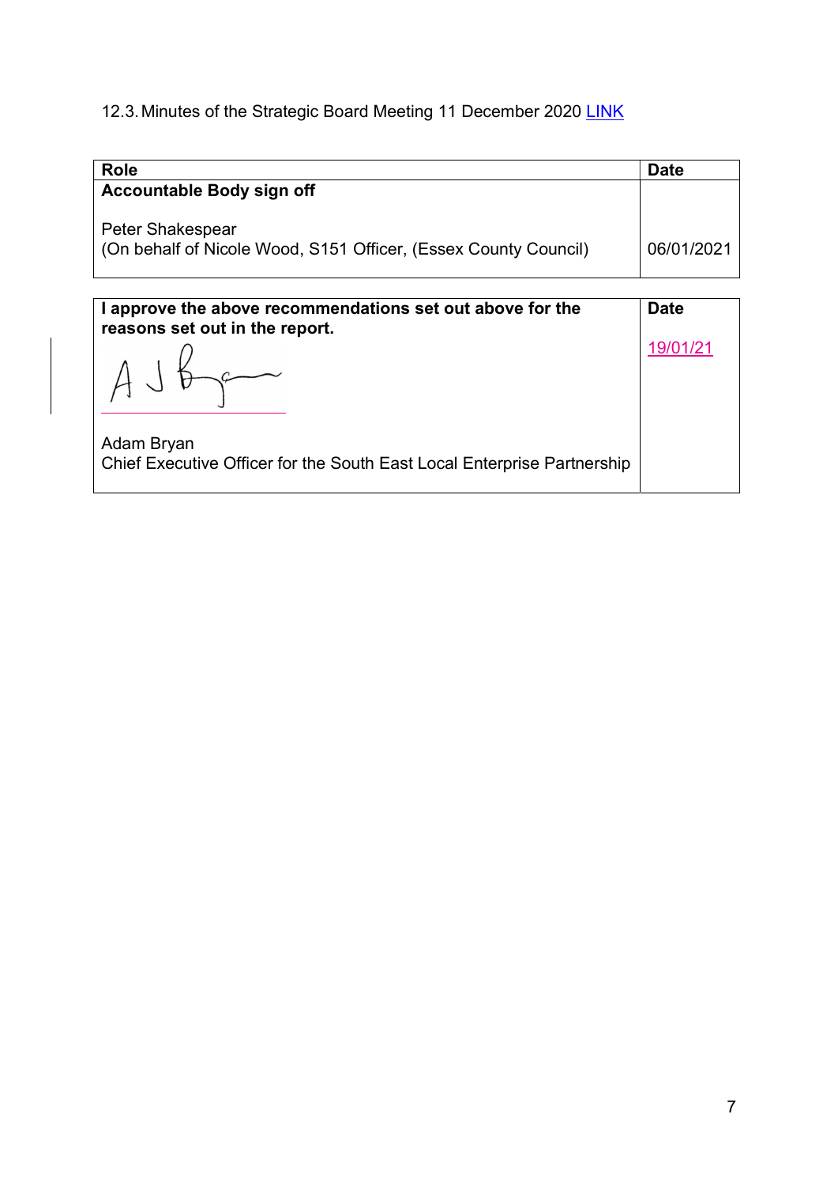12.3. Minutes of the Strategic Board Meeting 11 December 2020 [LINK]

| Role | Date |
|---|---|
| **Accountable Body sign off**<br><br>Peter Shakespear<br>(On behalf of Nicole Wood, S151 Officer, (Essex County Council) | 06/01/2021 |

| **I approve the above recommendations set out above for the reasons set out in the report.** | **Date** |
|---|---|
| Adam Bryan<br>Chief Executive Officer for the South East Local Enterprise Partnership | 19/01/21 |